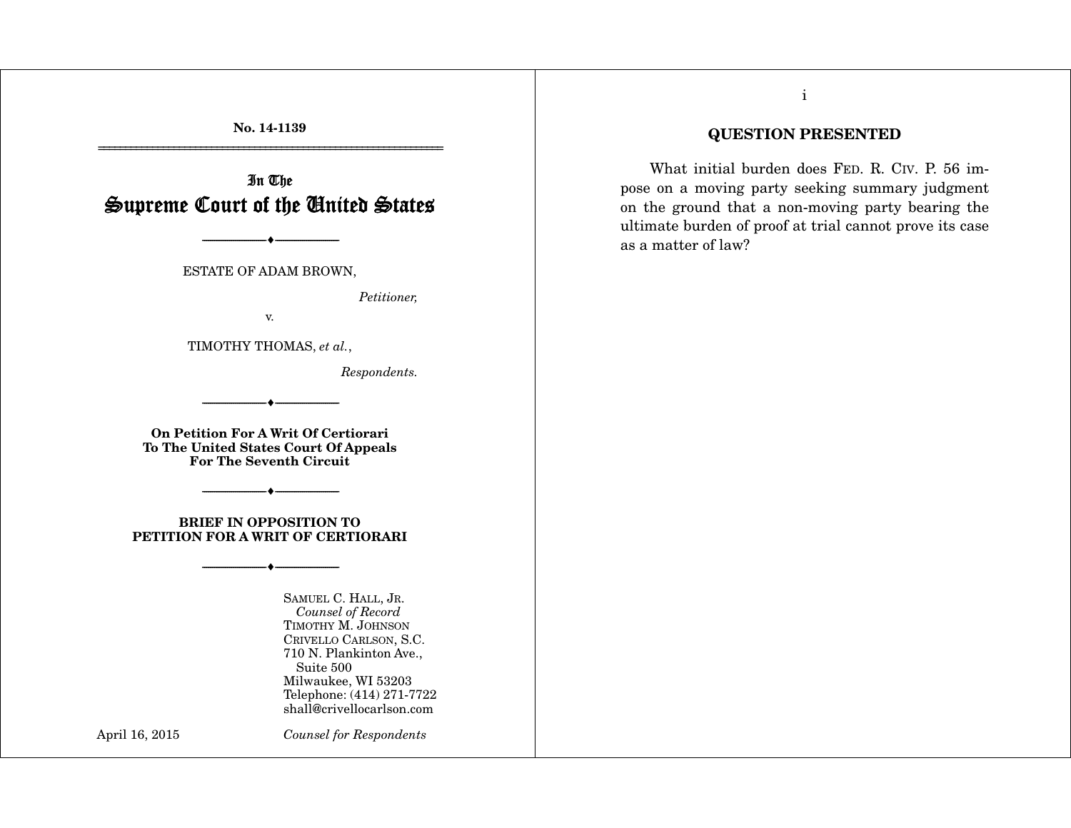No. 14-1139

# In The Supreme Court of the United States

ESTATE OF ADAM BROWN,

*Petitioner,*

v.

TIMOTHY THOMAS, *et al.*,

*Respondents.*

**On Petition For A Writ Of Certiorari To The United States Court Of Appeals For The Seventh Circuit**

**BRIEF IN OPPOSITION TO PETITION FOR A WRIT OF CERTIORARI**

SAMUEL C. HALL, JR.
*Counsel of Record*
TIMOTHY M. JOHNSON
CRIVELLO CARLSON, S.C.
710 N. Plankinton Ave., Suite 500
Milwaukee, WI 53203
Telephone: (414) 271-7722
shall@crivellocarlson.com

April 16, 2015

*Counsel for Respondents*

## QUESTION PRESENTED

What initial burden does FED. R. CIV. P. 56 impose on a moving party seeking summary judgment on the ground that a non-moving party bearing the ultimate burden of proof at trial cannot prove its case as a matter of law?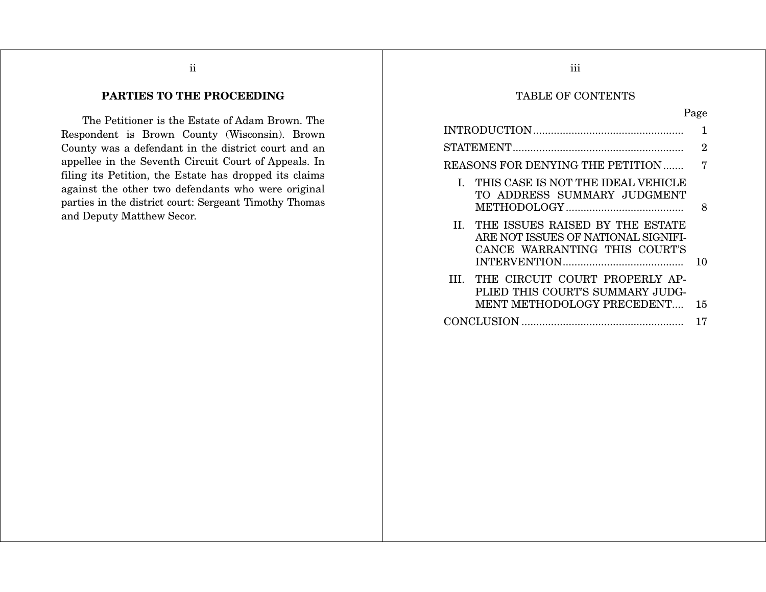## PARTIES TO THE PROCEEDING

The Petitioner is the Estate of Adam Brown. The Respondent is Brown County (Wisconsin). Brown County was a defendant in the district court and an appellee in the Seventh Circuit Court of Appeals. In filing its Petition, the Estate has dropped its claims against the other two defendants who were original parties in the district court: Sergeant Timothy Thomas and Deputy Matthew Secor.

## TABLE OF CONTENTS

| | Page |
|---|---|
| INTRODUCTION | 1 |
| STATEMENT | 2 |
| REASONS FOR DENYING THE PETITION | 7 |
| I. THIS CASE IS NOT THE IDEAL VEHICLE TO ADDRESS SUMMARY JUDGMENT METHODOLOGY | 8 |
| II. THE ISSUES RAISED BY THE ESTATE ARE NOT ISSUES OF NATIONAL SIGNIFICANCE WARRANTING THIS COURT'S INTERVENTION | 10 |
| III. THE CIRCUIT COURT PROPERLY APPLIED THIS COURT'S SUMMARY JUDGMENT METHODOLOGY PRECEDENT | 15 |
| CONCLUSION | 17 |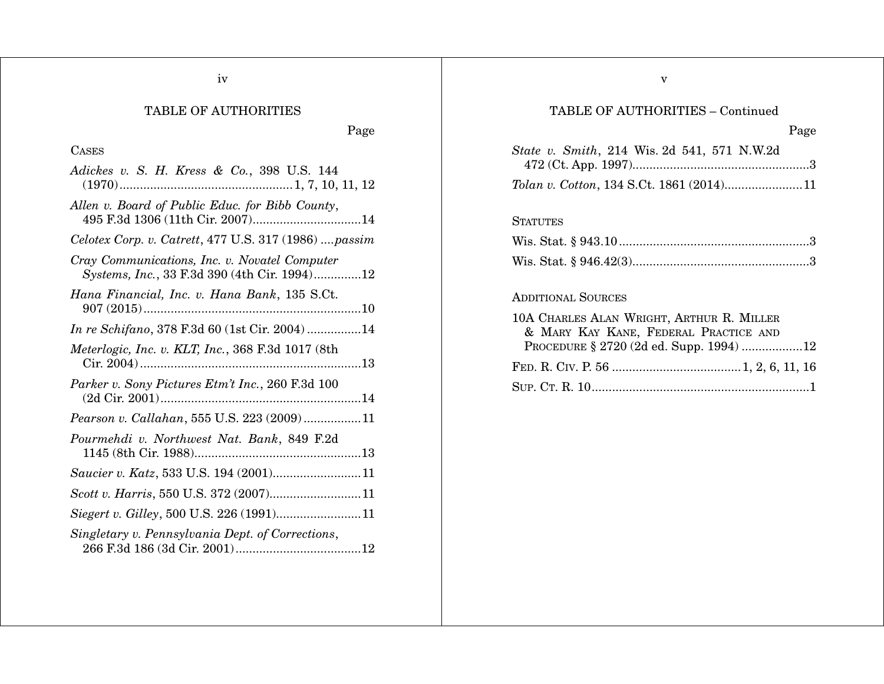## TABLE OF AUTHORITIES

Page

CASES

*Adickes v. S. H. Kress & Co.*, 398 U.S. 144 (1970) .......... 1, 7, 10, 11, 12

*Allen v. Board of Public Educ. for Bibb County*, 495 F.3d 1306 (11th Cir. 2007) .......... 14

*Celotex Corp. v. Catrett*, 477 U.S. 317 (1986) .... *passim*

*Cray Communications, Inc. v. Novatel Computer Systems, Inc.*, 33 F.3d 390 (4th Cir. 1994) .......... 12

*Hana Financial, Inc. v. Hana Bank*, 135 S.Ct. 907 (2015) .......... 10

*In re Schifano*, 378 F.3d 60 (1st Cir. 2004) .......... 14

*Meterlogic, Inc. v. KLT, Inc.*, 368 F.3d 1017 (8th Cir. 2004) .......... 13

*Parker v. Sony Pictures Etm't Inc.*, 260 F.3d 100 (2d Cir. 2001) .......... 14

*Pearson v. Callahan*, 555 U.S. 223 (2009) .......... 11

*Pourmehdi v. Northwest Nat. Bank*, 849 F.2d 1145 (8th Cir. 1988) .......... 13

*Saucier v. Katz*, 533 U.S. 194 (2001) .......... 11

*Scott v. Harris*, 550 U.S. 372 (2007) .......... 11

*Siegert v. Gilley*, 500 U.S. 226 (1991) .......... 11

*Singletary v. Pennsylvania Dept. of Corrections*, 266 F.3d 186 (3d Cir. 2001) .......... 12

## TABLE OF AUTHORITIES – Continued

Page

*State v. Smith*, 214 Wis. 2d 541, 571 N.W.2d 472 (Ct. App. 1997) .......... 3

*Tolan v. Cotton*, 134 S.Ct. 1861 (2014) .......... 11

STATUTES

Wis. Stat. § 943.10 .......... 3

Wis. Stat. § 946.42(3) .......... 3

ADDITIONAL SOURCES

10A CHARLES ALAN WRIGHT, ARTHUR R. MILLER & MARY KAY KANE, FEDERAL PRACTICE AND PROCEDURE § 2720 (2d ed. Supp. 1994) .......... 12

FED. R. CIV. P. 56 .......... 1, 2, 6, 11, 16

SUP. CT. R. 10 .......... 1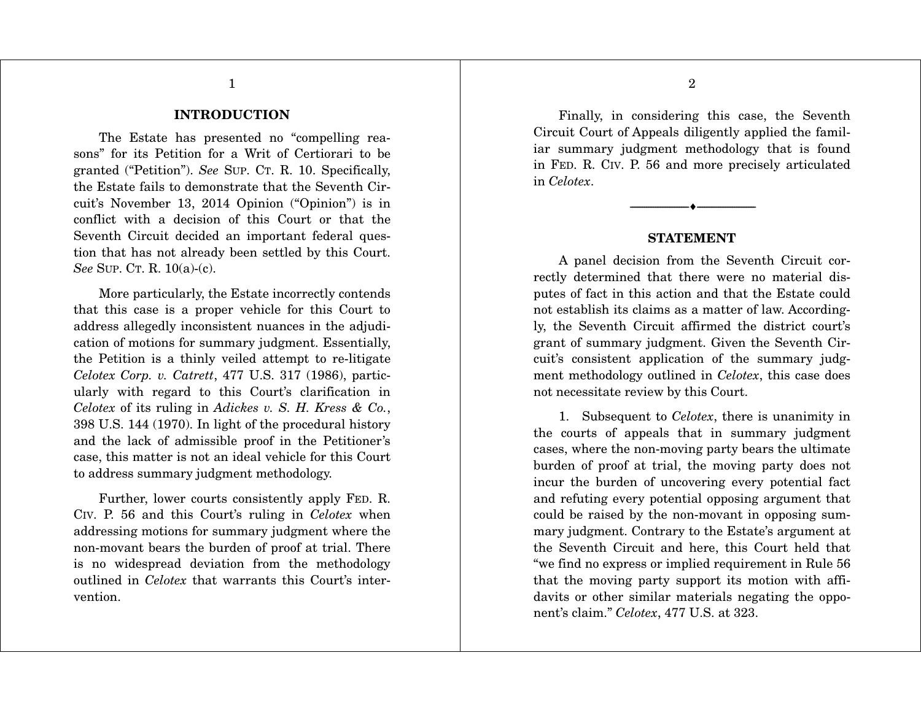## INTRODUCTION

The Estate has presented no "compelling reasons" for its Petition for a Writ of Certiorari to be granted ("Petition"). *See* SUP. CT. R. 10. Specifically, the Estate fails to demonstrate that the Seventh Circuit's November 13, 2014 Opinion ("Opinion") is in conflict with a decision of this Court or that the Seventh Circuit decided an important federal question that has not already been settled by this Court. *See* SUP. CT. R. 10(a)-(c).

More particularly, the Estate incorrectly contends that this case is a proper vehicle for this Court to address allegedly inconsistent nuances in the adjudication of motions for summary judgment. Essentially, the Petition is a thinly veiled attempt to re-litigate *Celotex Corp. v. Catrett*, 477 U.S. 317 (1986), particularly with regard to this Court's clarification in *Celotex* of its ruling in *Adickes v. S. H. Kress & Co.*, 398 U.S. 144 (1970). In light of the procedural history and the lack of admissible proof in the Petitioner's case, this matter is not an ideal vehicle for this Court to address summary judgment methodology.

Further, lower courts consistently apply FED. R. CIV. P. 56 and this Court's ruling in *Celotex* when addressing motions for summary judgment where the non-movant bears the burden of proof at trial. There is no widespread deviation from the methodology outlined in *Celotex* that warrants this Court's intervention.

Finally, in considering this case, the Seventh Circuit Court of Appeals diligently applied the familiar summary judgment methodology that is found in FED. R. CIV. P. 56 and more precisely articulated in *Celotex*.

---

## STATEMENT

A panel decision from the Seventh Circuit correctly determined that there were no material disputes of fact in this action and that the Estate could not establish its claims as a matter of law. Accordingly, the Seventh Circuit affirmed the district court's grant of summary judgment. Given the Seventh Circuit's consistent application of the summary judgment methodology outlined in *Celotex*, this case does not necessitate review by this Court.

1. Subsequent to *Celotex*, there is unanimity in the courts of appeals that in summary judgment cases, where the non-moving party bears the ultimate burden of proof at trial, the moving party does not incur the burden of uncovering every potential fact and refuting every potential opposing argument that could be raised by the non-movant in opposing summary judgment. Contrary to the Estate's argument at the Seventh Circuit and here, this Court held that "we find no express or implied requirement in Rule 56 that the moving party support its motion with affidavits or other similar materials negating the opponent's claim." *Celotex*, 477 U.S. at 323.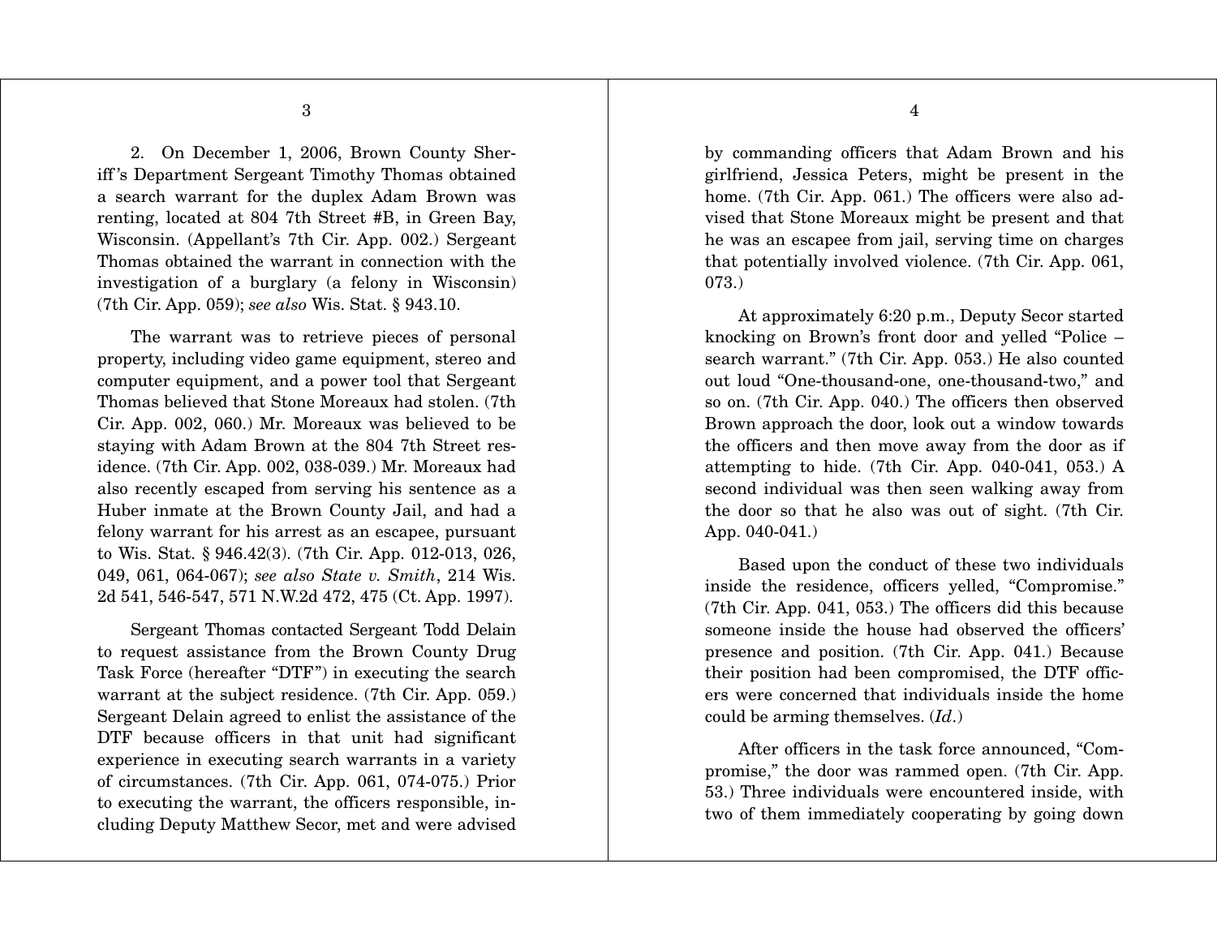2. On December 1, 2006, Brown County Sheriff's Department Sergeant Timothy Thomas obtained a search warrant for the duplex Adam Brown was renting, located at 804 7th Street #B, in Green Bay, Wisconsin. (Appellant's 7th Cir. App. 002.) Sergeant Thomas obtained the warrant in connection with the investigation of a burglary (a felony in Wisconsin) (7th Cir. App. 059); *see also* Wis. Stat. § 943.10.

The warrant was to retrieve pieces of personal property, including video game equipment, stereo and computer equipment, and a power tool that Sergeant Thomas believed that Stone Moreaux had stolen. (7th Cir. App. 002, 060.) Mr. Moreaux was believed to be staying with Adam Brown at the 804 7th Street residence. (7th Cir. App. 002, 038-039.) Mr. Moreaux had also recently escaped from serving his sentence as a Huber inmate at the Brown County Jail, and had a felony warrant for his arrest as an escapee, pursuant to Wis. Stat. § 946.42(3). (7th Cir. App. 012-013, 026, 049, 061, 064-067); *see also State v. Smith*, 214 Wis. 2d 541, 546-547, 571 N.W.2d 472, 475 (Ct. App. 1997).

Sergeant Thomas contacted Sergeant Todd Delain to request assistance from the Brown County Drug Task Force (hereafter "DTF") in executing the search warrant at the subject residence. (7th Cir. App. 059.) Sergeant Delain agreed to enlist the assistance of the DTF because officers in that unit had significant experience in executing search warrants in a variety of circumstances. (7th Cir. App. 061, 074-075.) Prior to executing the warrant, the officers responsible, including Deputy Matthew Secor, met and were advised by commanding officers that Adam Brown and his girlfriend, Jessica Peters, might be present in the home. (7th Cir. App. 061.) The officers were also advised that Stone Moreaux might be present and that he was an escapee from jail, serving time on charges that potentially involved violence. (7th Cir. App. 061, 073.)

At approximately 6:20 p.m., Deputy Secor started knocking on Brown's front door and yelled "Police – search warrant." (7th Cir. App. 053.) He also counted out loud "One-thousand-one, one-thousand-two," and so on. (7th Cir. App. 040.) The officers then observed Brown approach the door, look out a window towards the officers and then move away from the door as if attempting to hide. (7th Cir. App. 040-041, 053.) A second individual was then seen walking away from the door so that he also was out of sight. (7th Cir. App. 040-041.)

Based upon the conduct of these two individuals inside the residence, officers yelled, "Compromise." (7th Cir. App. 041, 053.) The officers did this because someone inside the house had observed the officers' presence and position. (7th Cir. App. 041.) Because their position had been compromised, the DTF officers were concerned that individuals inside the home could be arming themselves. (*Id*.)

After officers in the task force announced, "Compromise," the door was rammed open. (7th Cir. App. 53.) Three individuals were encountered inside, with two of them immediately cooperating by going down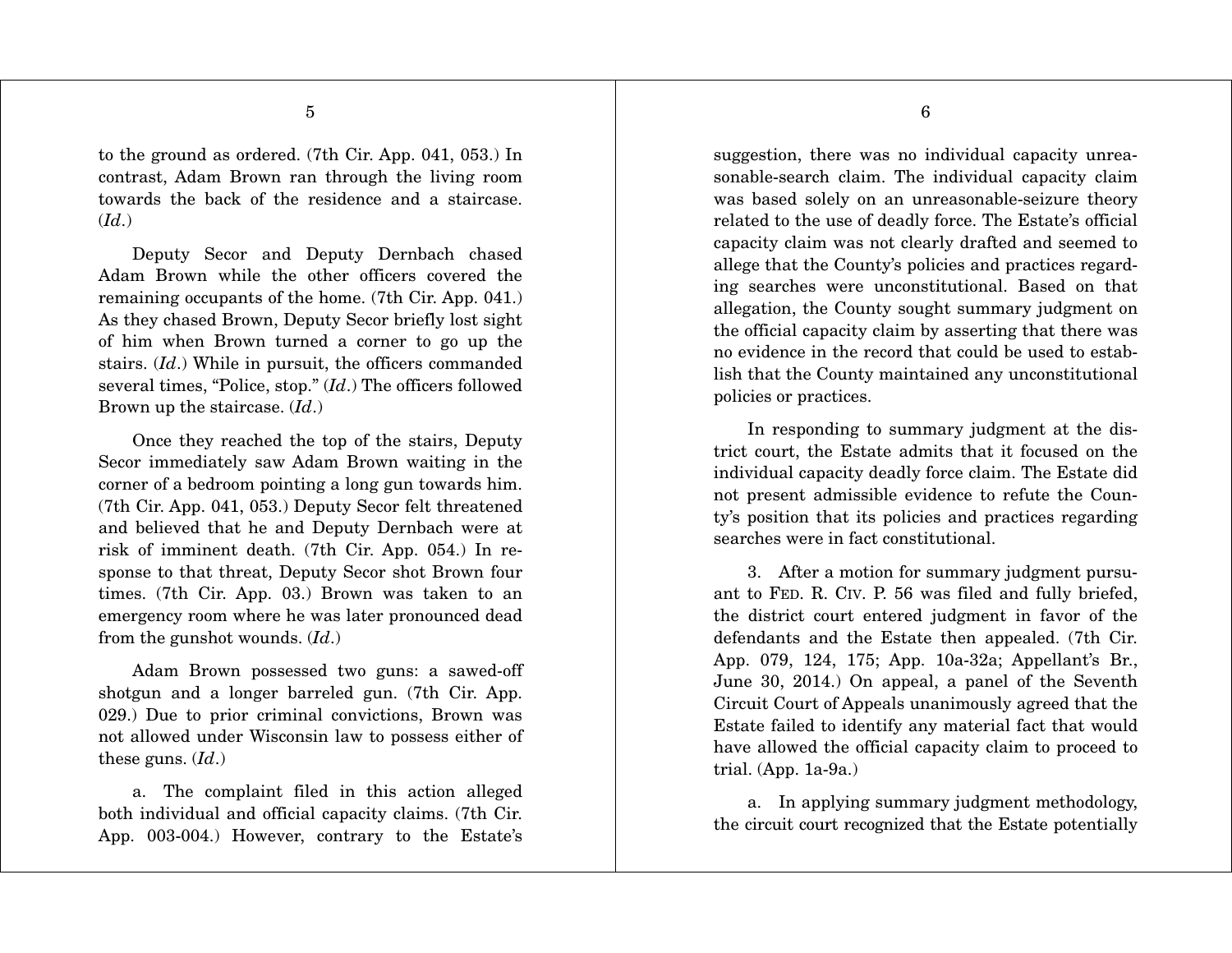to the ground as ordered. (7th Cir. App. 041, 053.) In contrast, Adam Brown ran through the living room towards the back of the residence and a staircase. (*Id*.)

Deputy Secor and Deputy Dernbach chased Adam Brown while the other officers covered the remaining occupants of the home. (7th Cir. App. 041.) As they chased Brown, Deputy Secor briefly lost sight of him when Brown turned a corner to go up the stairs. (*Id*.) While in pursuit, the officers commanded several times, "Police, stop." (*Id*.) The officers followed Brown up the staircase. (*Id*.)

Once they reached the top of the stairs, Deputy Secor immediately saw Adam Brown waiting in the corner of a bedroom pointing a long gun towards him. (7th Cir. App. 041, 053.) Deputy Secor felt threatened and believed that he and Deputy Dernbach were at risk of imminent death. (7th Cir. App. 054.) In response to that threat, Deputy Secor shot Brown four times. (7th Cir. App. 03.) Brown was taken to an emergency room where he was later pronounced dead from the gunshot wounds. (*Id*.)

Adam Brown possessed two guns: a sawed-off shotgun and a longer barreled gun. (7th Cir. App. 029.) Due to prior criminal convictions, Brown was not allowed under Wisconsin law to possess either of these guns. (*Id*.)

a. The complaint filed in this action alleged both individual and official capacity claims. (7th Cir. App. 003-004.) However, contrary to the Estate's suggestion, there was no individual capacity unreasonable-search claim. The individual capacity claim was based solely on an unreasonable-seizure theory related to the use of deadly force. The Estate's official capacity claim was not clearly drafted and seemed to allege that the County's policies and practices regarding searches were unconstitutional. Based on that allegation, the County sought summary judgment on the official capacity claim by asserting that there was no evidence in the record that could be used to establish that the County maintained any unconstitutional policies or practices.

In responding to summary judgment at the district court, the Estate admits that it focused on the individual capacity deadly force claim. The Estate did not present admissible evidence to refute the County's position that its policies and practices regarding searches were in fact constitutional.

3. After a motion for summary judgment pursuant to FED. R. CIV. P. 56 was filed and fully briefed, the district court entered judgment in favor of the defendants and the Estate then appealed. (7th Cir. App. 079, 124, 175; App. 10a-32a; Appellant's Br., June 30, 2014.) On appeal, a panel of the Seventh Circuit Court of Appeals unanimously agreed that the Estate failed to identify any material fact that would have allowed the official capacity claim to proceed to trial. (App. 1a-9a.)

a. In applying summary judgment methodology, the circuit court recognized that the Estate potentially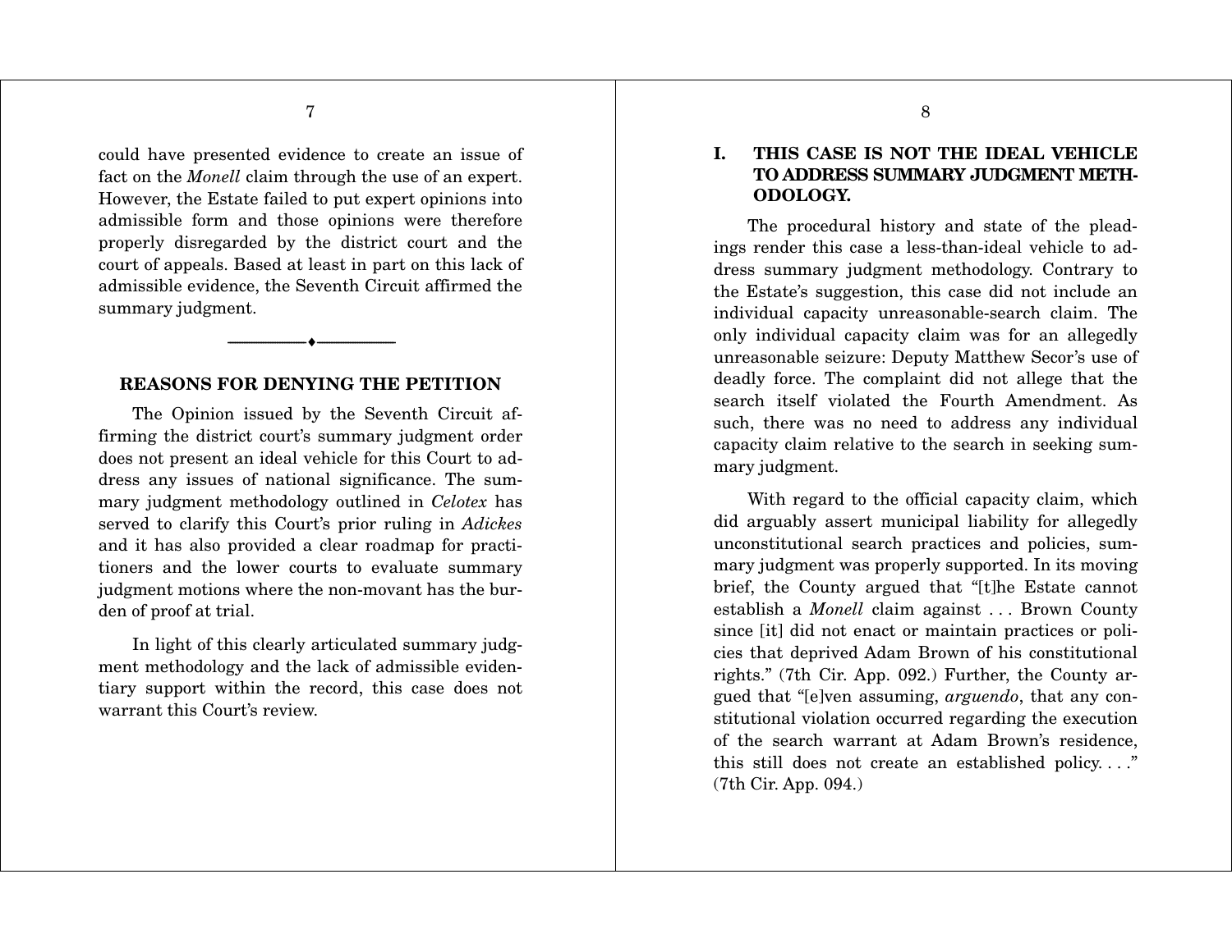could have presented evidence to create an issue of fact on the *Monell* claim through the use of an expert. However, the Estate failed to put expert opinions into admissible form and those opinions were therefore properly disregarded by the district court and the court of appeals. Based at least in part on this lack of admissible evidence, the Seventh Circuit affirmed the summary judgment.

---

## REASONS FOR DENYING THE PETITION

The Opinion issued by the Seventh Circuit affirming the district court's summary judgment order does not present an ideal vehicle for this Court to address any issues of national significance. The summary judgment methodology outlined in *Celotex* has served to clarify this Court's prior ruling in *Adickes* and it has also provided a clear roadmap for practitioners and the lower courts to evaluate summary judgment motions where the non-movant has the burden of proof at trial.

In light of this clearly articulated summary judgment methodology and the lack of admissible evidentiary support within the record, this case does not warrant this Court's review.

### I. THIS CASE IS NOT THE IDEAL VEHICLE TO ADDRESS SUMMARY JUDGMENT METHODOLOGY.

The procedural history and state of the pleadings render this case a less-than-ideal vehicle to address summary judgment methodology. Contrary to the Estate's suggestion, this case did not include an individual capacity unreasonable-search claim. The only individual capacity claim was for an allegedly unreasonable seizure: Deputy Matthew Secor's use of deadly force. The complaint did not allege that the search itself violated the Fourth Amendment. As such, there was no need to address any individual capacity claim relative to the search in seeking summary judgment.

With regard to the official capacity claim, which did arguably assert municipal liability for allegedly unconstitutional search practices and policies, summary judgment was properly supported. In its moving brief, the County argued that "[t]he Estate cannot establish a *Monell* claim against . . . Brown County since [it] did not enact or maintain practices or policies that deprived Adam Brown of his constitutional rights." (7th Cir. App. 092.) Further, the County argued that "[e]ven assuming, *arguendo*, that any constitutional violation occurred regarding the execution of the search warrant at Adam Brown's residence, this still does not create an established policy. . . ." (7th Cir. App. 094.)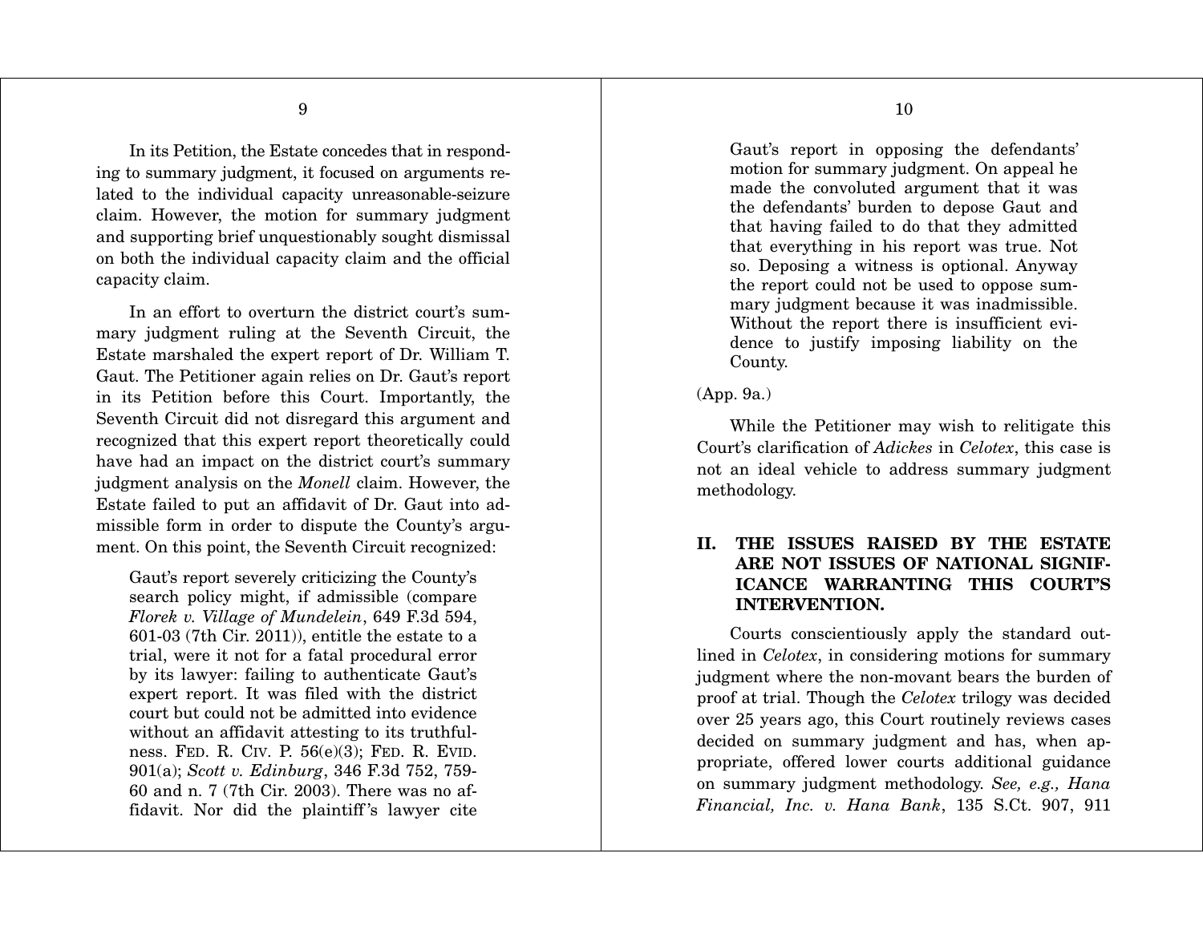In its Petition, the Estate concedes that in responding to summary judgment, it focused on arguments related to the individual capacity unreasonable-seizure claim. However, the motion for summary judgment and supporting brief unquestionably sought dismissal on both the individual capacity claim and the official capacity claim.

In an effort to overturn the district court's summary judgment ruling at the Seventh Circuit, the Estate marshaled the expert report of Dr. William T. Gaut. The Petitioner again relies on Dr. Gaut's report in its Petition before this Court. Importantly, the Seventh Circuit did not disregard this argument and recognized that this expert report theoretically could have had an impact on the district court's summary judgment analysis on the *Monell* claim. However, the Estate failed to put an affidavit of Dr. Gaut into admissible form in order to dispute the County's argument. On this point, the Seventh Circuit recognized:

> Gaut's report severely criticizing the County's search policy might, if admissible (compare *Florek v. Village of Mundelein*, 649 F.3d 594, 601-03 (7th Cir. 2011)), entitle the estate to a trial, were it not for a fatal procedural error by its lawyer: failing to authenticate Gaut's expert report. It was filed with the district court but could not be admitted into evidence without an affidavit attesting to its truthfulness. FED. R. CIV. P. 56(e)(3); FED. R. EVID. 901(a); *Scott v. Edinburg*, 346 F.3d 752, 759-60 and n. 7 (7th Cir. 2003). There was no affidavit. Nor did the plaintiff's lawyer cite Gaut's report in opposing the defendants' motion for summary judgment. On appeal he made the convoluted argument that it was the defendants' burden to depose Gaut and that having failed to do that they admitted that everything in his report was true. Not so. Deposing a witness is optional. Anyway the report could not be used to oppose summary judgment because it was inadmissible. Without the report there is insufficient evidence to justify imposing liability on the County.

(App. 9a.)

While the Petitioner may wish to relitigate this Court's clarification of *Adickes* in *Celotex*, this case is not an ideal vehicle to address summary judgment methodology.

## II. THE ISSUES RAISED BY THE ESTATE ARE NOT ISSUES OF NATIONAL SIGNIFICANCE WARRANTING THIS COURT'S INTERVENTION.

Courts conscientiously apply the standard outlined in *Celotex*, in considering motions for summary judgment where the non-movant bears the burden of proof at trial. Though the *Celotex* trilogy was decided over 25 years ago, this Court routinely reviews cases decided on summary judgment and has, when appropriate, offered lower courts additional guidance on summary judgment methodology. *See, e.g., Hana Financial, Inc. v. Hana Bank*, 135 S.Ct. 907, 911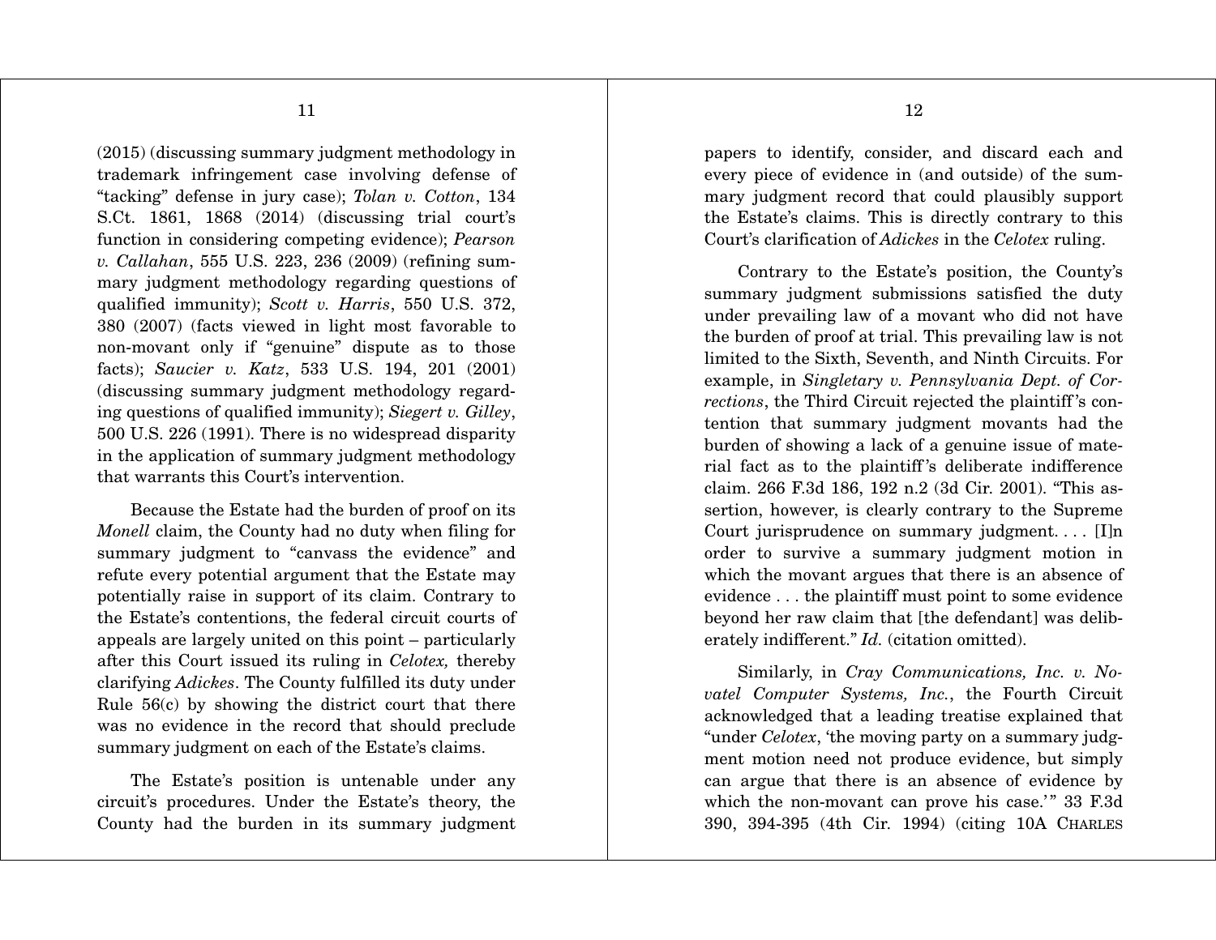(2015) (discussing summary judgment methodology in trademark infringement case involving defense of "tacking" defense in jury case); *Tolan v. Cotton*, 134 S.Ct. 1861, 1868 (2014) (discussing trial court's function in considering competing evidence); *Pearson v. Callahan*, 555 U.S. 223, 236 (2009) (refining summary judgment methodology regarding questions of qualified immunity); *Scott v. Harris*, 550 U.S. 372, 380 (2007) (facts viewed in light most favorable to non-movant only if "genuine" dispute as to those facts); *Saucier v. Katz*, 533 U.S. 194, 201 (2001) (discussing summary judgment methodology regarding questions of qualified immunity); *Siegert v. Gilley*, 500 U.S. 226 (1991). There is no widespread disparity in the application of summary judgment methodology that warrants this Court's intervention.

Because the Estate had the burden of proof on its *Monell* claim, the County had no duty when filing for summary judgment to "canvass the evidence" and refute every potential argument that the Estate may potentially raise in support of its claim. Contrary to the Estate's contentions, the federal circuit courts of appeals are largely united on this point – particularly after this Court issued its ruling in *Celotex,* thereby clarifying *Adickes*. The County fulfilled its duty under Rule 56(c) by showing the district court that there was no evidence in the record that should preclude summary judgment on each of the Estate's claims.

The Estate's position is untenable under any circuit's procedures. Under the Estate's theory, the County had the burden in its summary judgment papers to identify, consider, and discard each and every piece of evidence in (and outside) of the summary judgment record that could plausibly support the Estate's claims. This is directly contrary to this Court's clarification of *Adickes* in the *Celotex* ruling.

Contrary to the Estate's position, the County's summary judgment submissions satisfied the duty under prevailing law of a movant who did not have the burden of proof at trial. This prevailing law is not limited to the Sixth, Seventh, and Ninth Circuits. For example, in *Singletary v. Pennsylvania Dept. of Corrections*, the Third Circuit rejected the plaintiff's contention that summary judgment movants had the burden of showing a lack of a genuine issue of material fact as to the plaintiff's deliberate indifference claim. 266 F.3d 186, 192 n.2 (3d Cir. 2001). "This assertion, however, is clearly contrary to the Supreme Court jurisprudence on summary judgment. . . . [I]n order to survive a summary judgment motion in which the movant argues that there is an absence of evidence . . . the plaintiff must point to some evidence beyond her raw claim that [the defendant] was deliberately indifferent." *Id.* (citation omitted).

Similarly, in *Cray Communications, Inc. v. Novatel Computer Systems, Inc.*, the Fourth Circuit acknowledged that a leading treatise explained that "under *Celotex*, 'the moving party on a summary judgment motion need not produce evidence, but simply can argue that there is an absence of evidence by which the non-movant can prove his case.'" 33 F.3d 390, 394-395 (4th Cir. 1994) (citing 10A CHARLES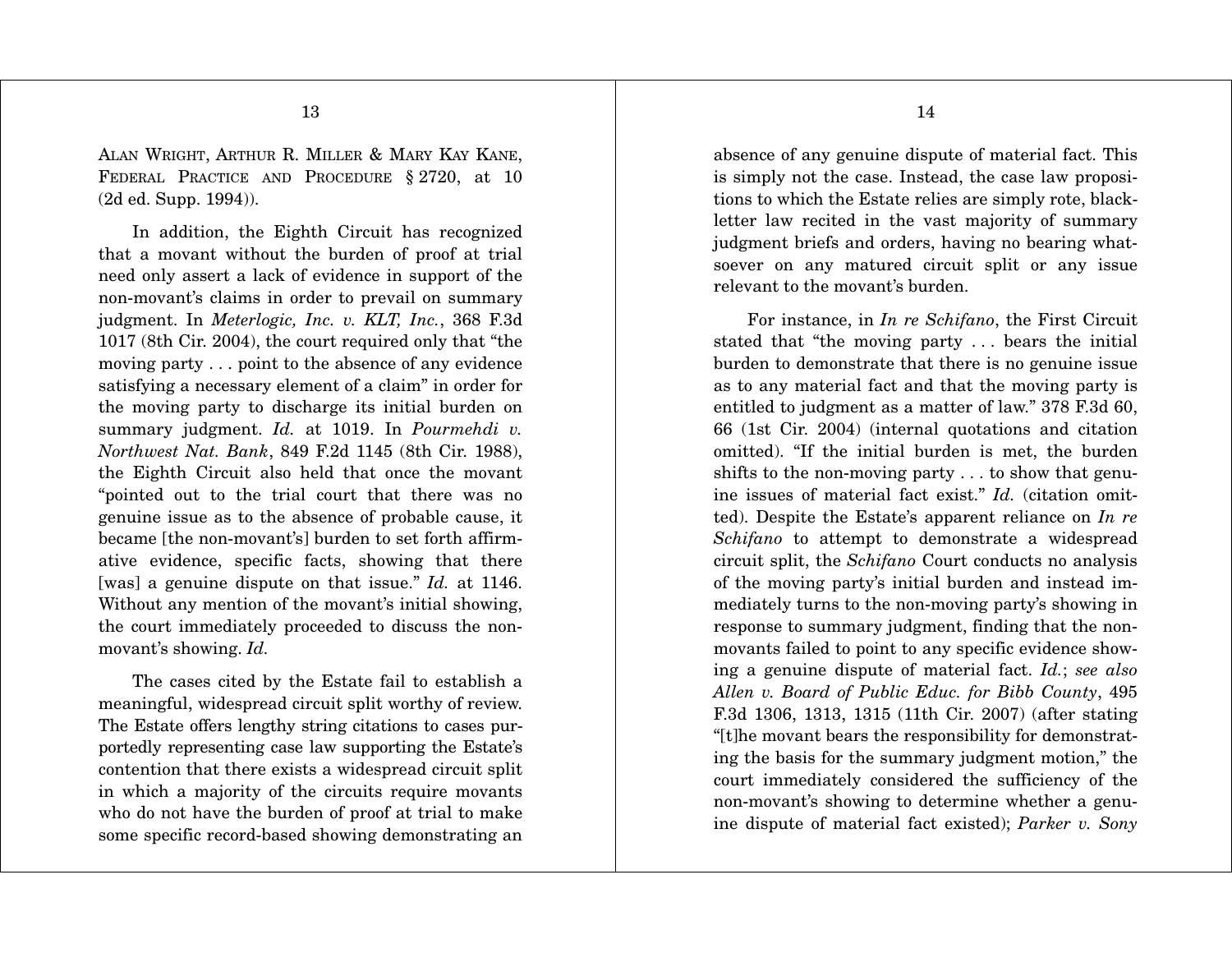ALAN WRIGHT, ARTHUR R. MILLER & MARY KAY KANE, FEDERAL PRACTICE AND PROCEDURE § 2720, at 10 (2d ed. Supp. 1994)).

In addition, the Eighth Circuit has recognized that a movant without the burden of proof at trial need only assert a lack of evidence in support of the non-movant's claims in order to prevail on summary judgment. In *Meterlogic, Inc. v. KLT, Inc.*, 368 F.3d 1017 (8th Cir. 2004), the court required only that "the moving party . . . point to the absence of any evidence satisfying a necessary element of a claim" in order for the moving party to discharge its initial burden on summary judgment. *Id.* at 1019. In *Pourmehdi v. Northwest Nat. Bank*, 849 F.2d 1145 (8th Cir. 1988), the Eighth Circuit also held that once the movant "pointed out to the trial court that there was no genuine issue as to the absence of probable cause, it became [the non-movant's] burden to set forth affirmative evidence, specific facts, showing that there [was] a genuine dispute on that issue." *Id.* at 1146. Without any mention of the movant's initial showing, the court immediately proceeded to discuss the non-movant's showing. *Id.*

The cases cited by the Estate fail to establish a meaningful, widespread circuit split worthy of review. The Estate offers lengthy string citations to cases purportedly representing case law supporting the Estate's contention that there exists a widespread circuit split in which a majority of the circuits require movants who do not have the burden of proof at trial to make some specific record-based showing demonstrating an absence of any genuine dispute of material fact. This is simply not the case. Instead, the case law propositions to which the Estate relies are simply rote, black-letter law recited in the vast majority of summary judgment briefs and orders, having no bearing whatsoever on any matured circuit split or any issue relevant to the movant's burden.

For instance, in *In re Schifano*, the First Circuit stated that "the moving party . . . bears the initial burden to demonstrate that there is no genuine issue as to any material fact and that the moving party is entitled to judgment as a matter of law." 378 F.3d 60, 66 (1st Cir. 2004) (internal quotations and citation omitted). "If the initial burden is met, the burden shifts to the non-moving party . . . to show that genuine issues of material fact exist." *Id.* (citation omitted). Despite the Estate's apparent reliance on *In re Schifano* to attempt to demonstrate a widespread circuit split, the *Schifano* Court conducts no analysis of the moving party's initial burden and instead immediately turns to the non-moving party's showing in response to summary judgment, finding that the non-movants failed to point to any specific evidence showing a genuine dispute of material fact. *Id.*; *see also Allen v. Board of Public Educ. for Bibb County*, 495 F.3d 1306, 1313, 1315 (11th Cir. 2007) (after stating "[t]he movant bears the responsibility for demonstrating the basis for the summary judgment motion," the court immediately considered the sufficiency of the non-movant's showing to determine whether a genuine dispute of material fact existed); *Parker v. Sony*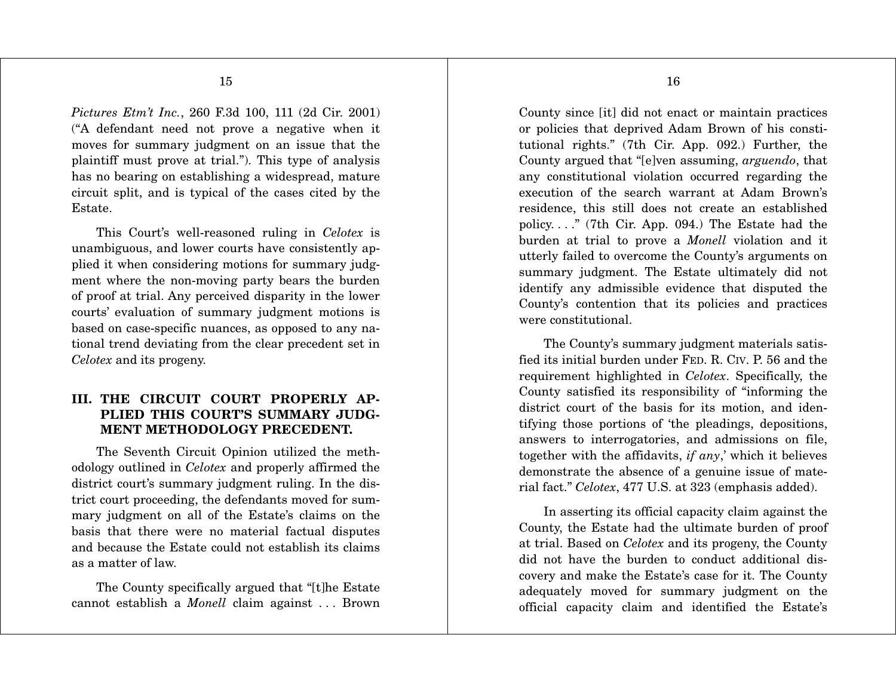*Pictures Etm't Inc.*, 260 F.3d 100, 111 (2d Cir. 2001) ("A defendant need not prove a negative when it moves for summary judgment on an issue that the plaintiff must prove at trial."). This type of analysis has no bearing on establishing a widespread, mature circuit split, and is typical of the cases cited by the Estate.

This Court's well-reasoned ruling in *Celotex* is unambiguous, and lower courts have consistently applied it when considering motions for summary judgment where the non-moving party bears the burden of proof at trial. Any perceived disparity in the lower courts' evaluation of summary judgment motions is based on case-specific nuances, as opposed to any national trend deviating from the clear precedent set in *Celotex* and its progeny.

## III. THE CIRCUIT COURT PROPERLY APPLIED THIS COURT'S SUMMARY JUDGMENT METHODOLOGY PRECEDENT.

The Seventh Circuit Opinion utilized the methodology outlined in *Celotex* and properly affirmed the district court's summary judgment ruling. In the district court proceeding, the defendants moved for summary judgment on all of the Estate's claims on the basis that there were no material factual disputes and because the Estate could not establish its claims as a matter of law.

The County specifically argued that "[t]he Estate cannot establish a *Monell* claim against . . . Brown County since [it] did not enact or maintain practices or policies that deprived Adam Brown of his constitutional rights." (7th Cir. App. 092.) Further, the County argued that "[e]ven assuming, *arguendo*, that any constitutional violation occurred regarding the execution of the search warrant at Adam Brown's residence, this still does not create an established policy. . . ." (7th Cir. App. 094.) The Estate had the burden at trial to prove a *Monell* violation and it utterly failed to overcome the County's arguments on summary judgment. The Estate ultimately did not identify any admissible evidence that disputed the County's contention that its policies and practices were constitutional.

The County's summary judgment materials satisfied its initial burden under FED. R. CIV. P. 56 and the requirement highlighted in *Celotex*. Specifically, the County satisfied its responsibility of "informing the district court of the basis for its motion, and identifying those portions of 'the pleadings, depositions, answers to interrogatories, and admissions on file, together with the affidavits, *if any*,' which it believes demonstrate the absence of a genuine issue of material fact." *Celotex*, 477 U.S. at 323 (emphasis added).

In asserting its official capacity claim against the County, the Estate had the ultimate burden of proof at trial. Based on *Celotex* and its progeny, the County did not have the burden to conduct additional discovery and make the Estate's case for it. The County adequately moved for summary judgment on the official capacity claim and identified the Estate's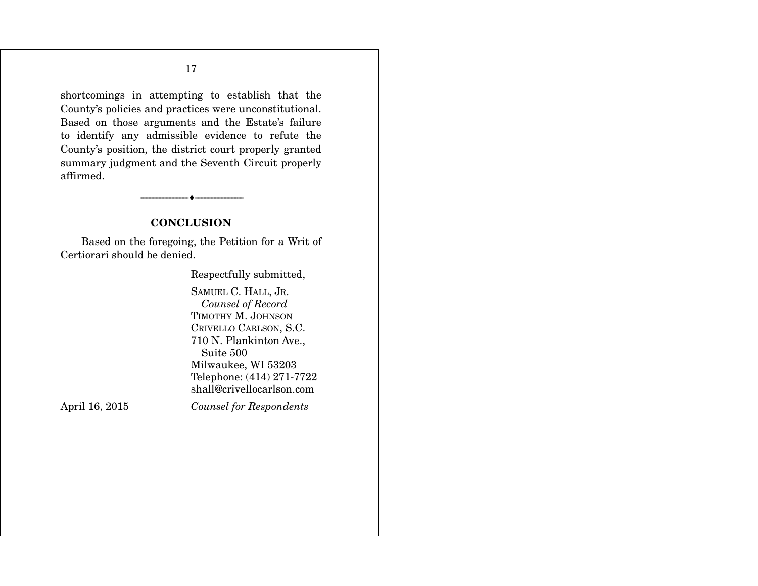shortcomings in attempting to establish that the County's policies and practices were unconstitutional. Based on those arguments and the Estate's failure to identify any admissible evidence to refute the County's position, the district court properly granted summary judgment and the Seventh Circuit properly affirmed.

---

## CONCLUSION

Based on the foregoing, the Petition for a Writ of Certiorari should be denied.

Respectfully submitted,

SAMUEL C. HALL, JR.
*Counsel of Record*
TIMOTHY M. JOHNSON
CRIVELLO CARLSON, S.C.
710 N. Plankinton Ave.,
Suite 500
Milwaukee, WI 53203
Telephone: (414) 271-7722
shall@crivellocarlson.com

April 16, 2015

*Counsel for Respondents*